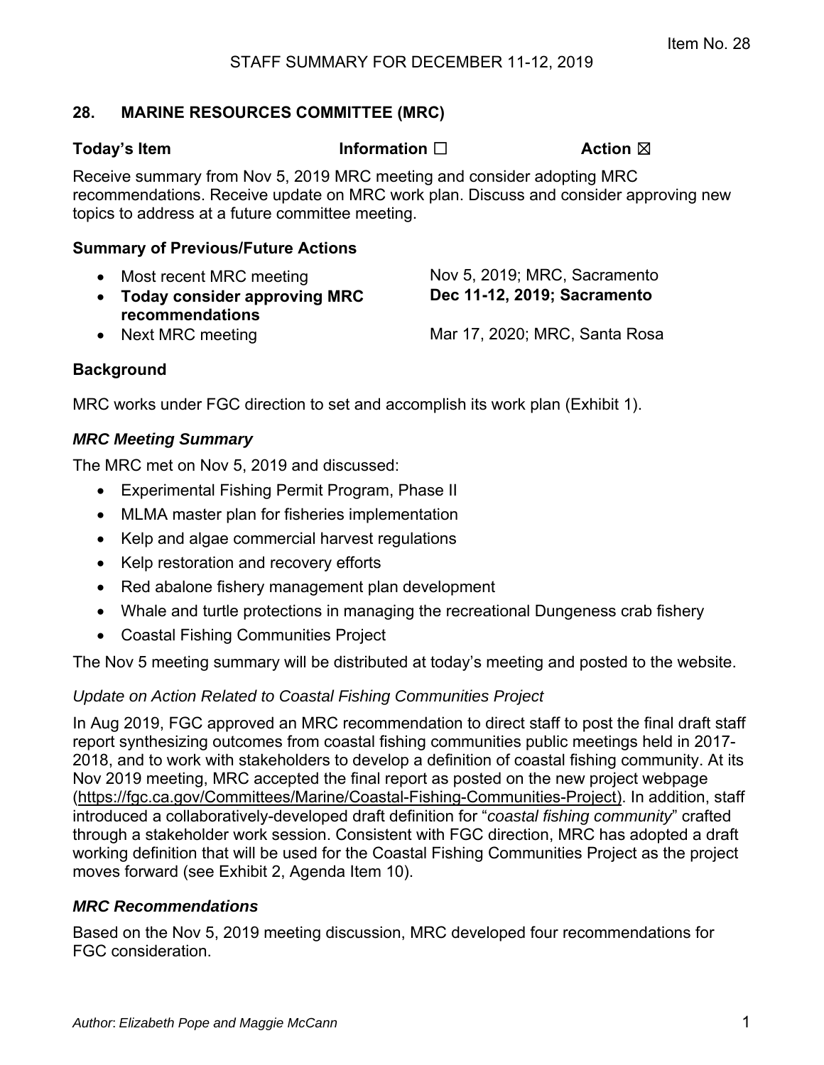## 28. MARINE RESOURCES COMMITTEE (MRC)

**Today's Item** **Information** ☐ **Action** ☒

Receive summary from Nov 5, 2019 MRC meeting and consider adopting MRC recommendations. Receive update on MRC work plan. Discuss and consider approving new topics to address at a future committee meeting.

### Summary of Previous/Future Actions

| | |
|---|---|
| • Most recent MRC meeting | Nov 5, 2019; MRC, Sacramento |
| • **Today consider approving MRC recommendations** | **Dec 11-12, 2019; Sacramento** |
| • Next MRC meeting | Mar 17, 2020; MRC, Santa Rosa |

### Background

MRC works under FGC direction to set and accomplish its work plan (Exhibit 1).

#### *MRC Meeting Summary*

The MRC met on Nov 5, 2019 and discussed:

- Experimental Fishing Permit Program, Phase II
- MLMA master plan for fisheries implementation
- Kelp and algae commercial harvest regulations
- Kelp restoration and recovery efforts
- Red abalone fishery management plan development
- Whale and turtle protections in managing the recreational Dungeness crab fishery
- Coastal Fishing Communities Project

The Nov 5 meeting summary will be distributed at today's meeting and posted to the website.

*Update on Action Related to Coastal Fishing Communities Project*

In Aug 2019, FGC approved an MRC recommendation to direct staff to post the final draft staff report synthesizing outcomes from coastal fishing communities public meetings held in 2017-2018, and to work with stakeholders to develop a definition of coastal fishing community. At its Nov 2019 meeting, MRC accepted the final report as posted on the new project webpage (https://fgc.ca.gov/Committees/Marine/Coastal-Fishing-Communities-Project). In addition, staff introduced a collaboratively-developed draft definition for "*coastal fishing community*" crafted through a stakeholder work session. Consistent with FGC direction, MRC has adopted a draft working definition that will be used for the Coastal Fishing Communities Project as the project moves forward (see Exhibit 2, Agenda Item 10).

#### *MRC Recommendations*

Based on the Nov 5, 2019 meeting discussion, MRC developed four recommendations for FGC consideration.

*Author: Elizabeth Pope and Maggie McCann*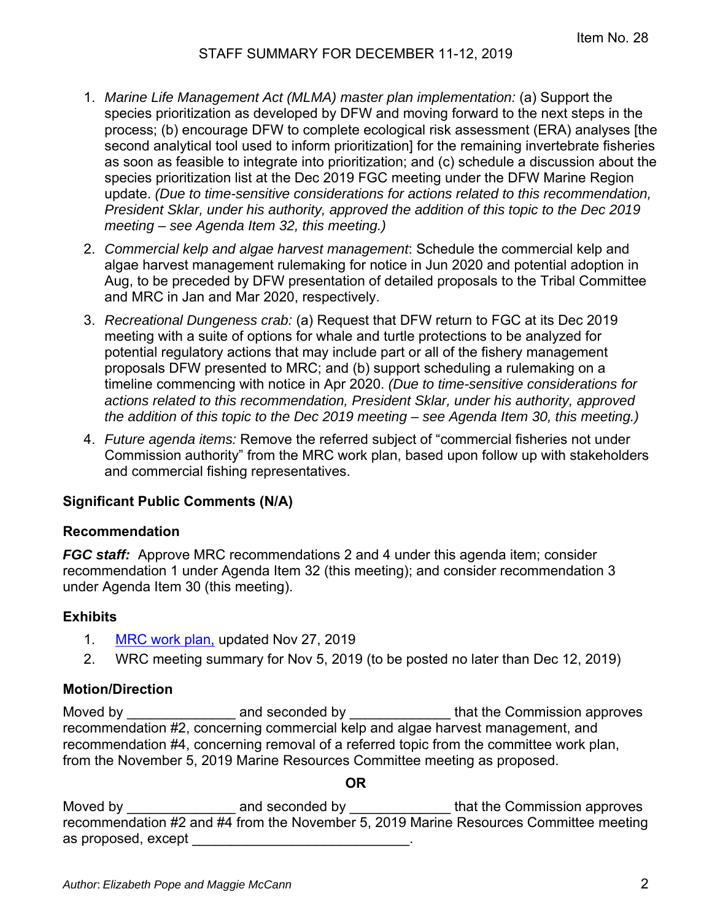1. *Marine Life Management Act (MLMA) master plan implementation:* (a) Support the species prioritization as developed by DFW and moving forward to the next steps in the process; (b) encourage DFW to complete ecological risk assessment (ERA) analyses [the second analytical tool used to inform prioritization] for the remaining invertebrate fisheries as soon as feasible to integrate into prioritization; and (c) schedule a discussion about the species prioritization list at the Dec 2019 FGC meeting under the DFW Marine Region update. *(Due to time-sensitive considerations for actions related to this recommendation, President Sklar, under his authority, approved the addition of this topic to the Dec 2019 meeting – see Agenda Item 32, this meeting.)*
2. *Commercial kelp and algae harvest management*: Schedule the commercial kelp and algae harvest management rulemaking for notice in Jun 2020 and potential adoption in Aug, to be preceded by DFW presentation of detailed proposals to the Tribal Committee and MRC in Jan and Mar 2020, respectively.
3. *Recreational Dungeness crab:* (a) Request that DFW return to FGC at its Dec 2019 meeting with a suite of options for whale and turtle protections to be analyzed for potential regulatory actions that may include part or all of the fishery management proposals DFW presented to MRC; and (b) support scheduling a rulemaking on a timeline commencing with notice in Apr 2020. *(Due to time-sensitive considerations for actions related to this recommendation, President Sklar, under his authority, approved the addition of this topic to the Dec 2019 meeting – see Agenda Item 30, this meeting.)*
4. *Future agenda items:* Remove the referred subject of "commercial fisheries not under Commission authority" from the MRC work plan, based upon follow up with stakeholders and commercial fishing representatives.

## Significant Public Comments (N/A)

## Recommendation

***FGC staff:*** Approve MRC recommendations 2 and 4 under this agenda item; consider recommendation 1 under Agenda Item 32 (this meeting); and consider recommendation 3 under Agenda Item 30 (this meeting).

## Exhibits

1. MRC work plan, updated Nov 27, 2019
2. WRC meeting summary for Nov 5, 2019 (to be posted no later than Dec 12, 2019)

## Motion/Direction

Moved by ______________ and seconded by _____________ that the Commission approves recommendation #2, concerning commercial kelp and algae harvest management, and recommendation #4, concerning removal of a referred topic from the committee work plan, from the November 5, 2019 Marine Resources Committee meeting as proposed.

**OR**

Moved by ______________ and seconded by _____________ that the Commission approves recommendation #2 and #4 from the November 5, 2019 Marine Resources Committee meeting as proposed, except ____________________________.

*Author: Elizabeth Pope and Maggie McCann*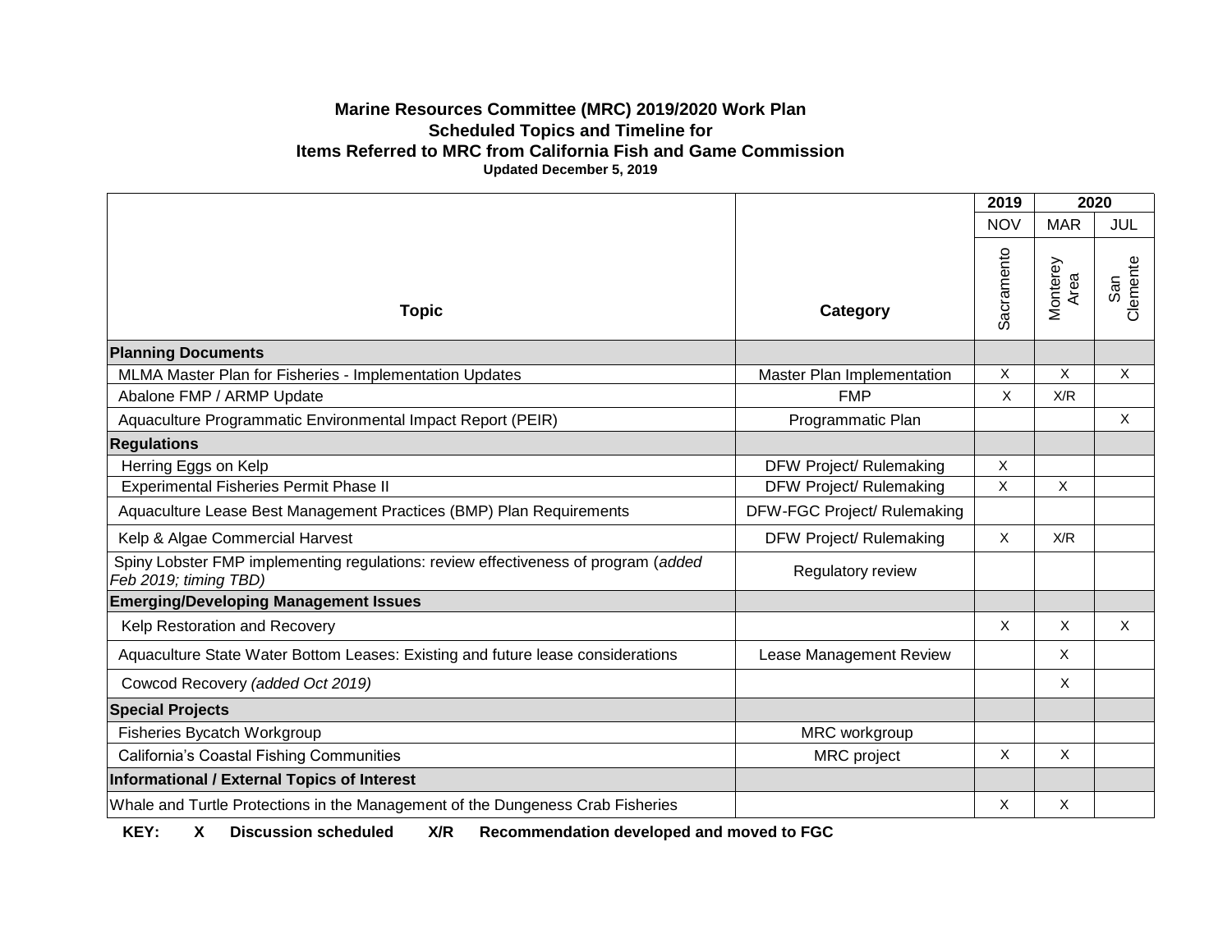**Marine Resources Committee (MRC) 2019/2020 Work Plan**
**Scheduled Topics and Timeline for**
**Items Referred to MRC from California Fish and Game Commission**
**Updated December 5, 2019**

| Topic | Category | 2019 | 2020 | |
|---|---|---|---|---|
| | | NOV | MAR | JUL |
| | | Sacramento | Monterey Area | San Clemente |
| **Planning Documents** | | | | |
| MLMA Master Plan for Fisheries - Implementation Updates | Master Plan Implementation | X | X | X |
| Abalone FMP / ARMP Update | FMP | X | X/R | |
| Aquaculture Programmatic Environmental Impact Report (PEIR) | Programmatic Plan | | | X |
| **Regulations** | | | | |
| Herring Eggs on Kelp | DFW Project/ Rulemaking | X | | |
| Experimental Fisheries Permit Phase II | DFW Project/ Rulemaking | X | X | |
| Aquaculture Lease Best Management Practices (BMP) Plan Requirements | DFW-FGC Project/ Rulemaking | | | |
| Kelp & Algae Commercial Harvest | DFW Project/ Rulemaking | X | X/R | |
| Spiny Lobster FMP implementing regulations: review effectiveness of program (*added Feb 2019; timing TBD)* | Regulatory review | | | |
| **Emerging/Developing Management Issues** | | | | |
| Kelp Restoration and Recovery | | X | X | X |
| Aquaculture State Water Bottom Leases: Existing and future lease considerations | Lease Management Review | | X | |
| Cowcod Recovery *(added Oct 2019)* | | | X | |
| **Special Projects** | | | | |
| Fisheries Bycatch Workgroup | MRC workgroup | | | |
| California's Coastal Fishing Communities | MRC project | X | X | |
| **Informational / External Topics of Interest** | | | | |
| Whale and Turtle Protections in the Management of the Dungeness Crab Fisheries | | X | X | |

**KEY: X Discussion scheduled X/R Recommendation developed and moved to FGC**